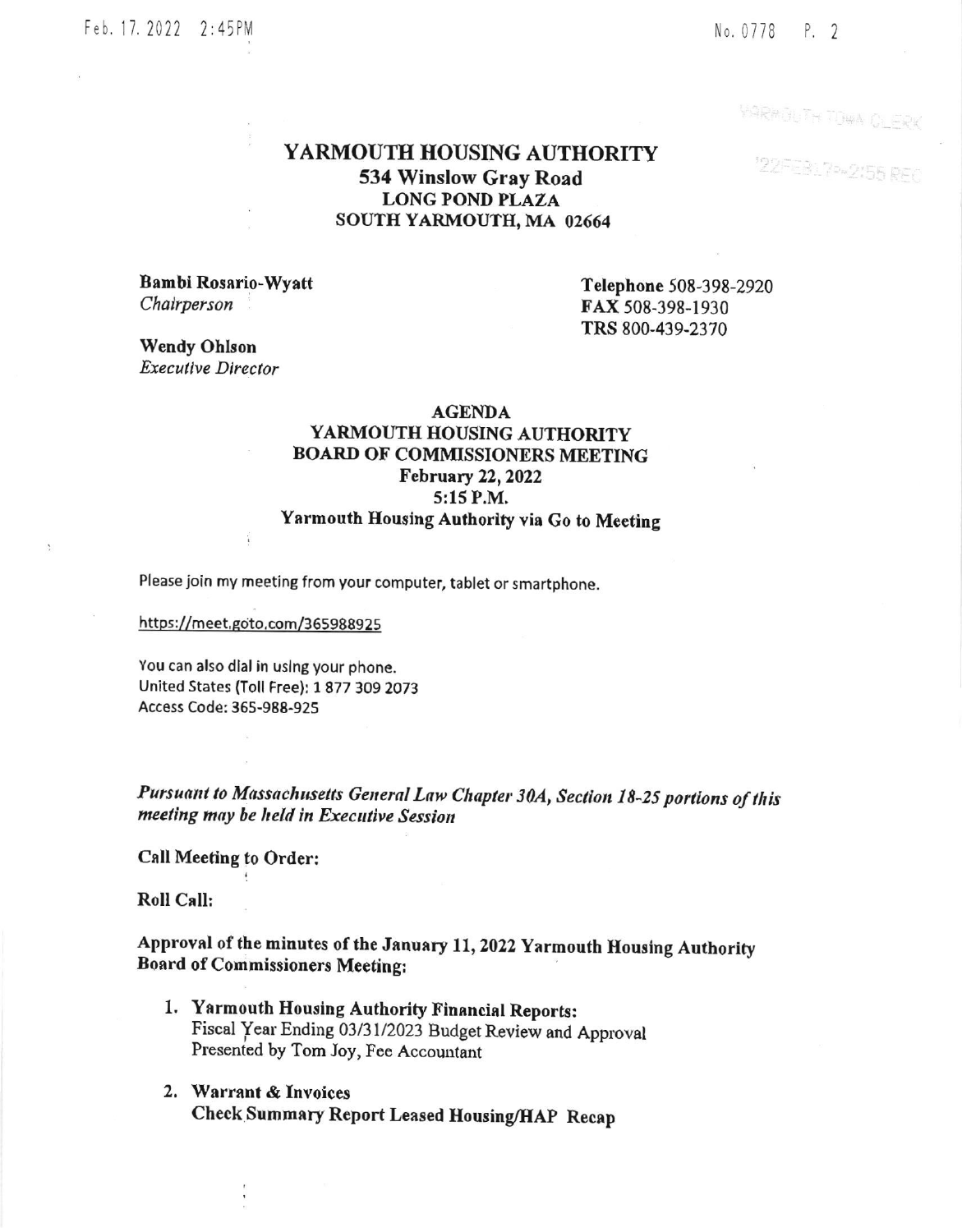# YARMOUTH HOUSING AUTHORITY

**534 Winslow Gray Road**
**LONG POND PLAZA**
**SOUTH YARMOUTH, MA 02664**

**Bambi Rosario-Wyatt**
*Chairperson*

**Wendy Ohlson**
*Executive Director*

**Telephone** 508-398-2920
**FAX** 508-398-1930
**TRS** 800-439-2370

## AGENDA
## YARMOUTH HOUSING AUTHORITY
## BOARD OF COMMISSIONERS MEETING

**February 22, 2022**
**5:15 P.M.**
**Yarmouth Housing Authority via Go to Meeting**

Please join my meeting from your computer, tablet or smartphone.

https://meet.goto.com/365988925

You can also dial in using your phone.
United States (Toll Free): 1 877 309 2073
Access Code: 365-988-925

***Pursuant to Massachusetts General Law Chapter 30A, Section 18-25 portions of this meeting may be held in Executive Session***

**Call Meeting to Order:**

**Roll Call:**

**Approval of the minutes of the January 11, 2022 Yarmouth Housing Authority Board of Commissioners Meeting:**

1. **Yarmouth Housing Authority Financial Reports:**
   Fiscal Year Ending 03/31/2023 Budget Review and Approval
   Presented by Tom Joy, Fee Accountant

2. **Warrant & Invoices**
   **Check Summary Report Leased Housing/HAP Recap**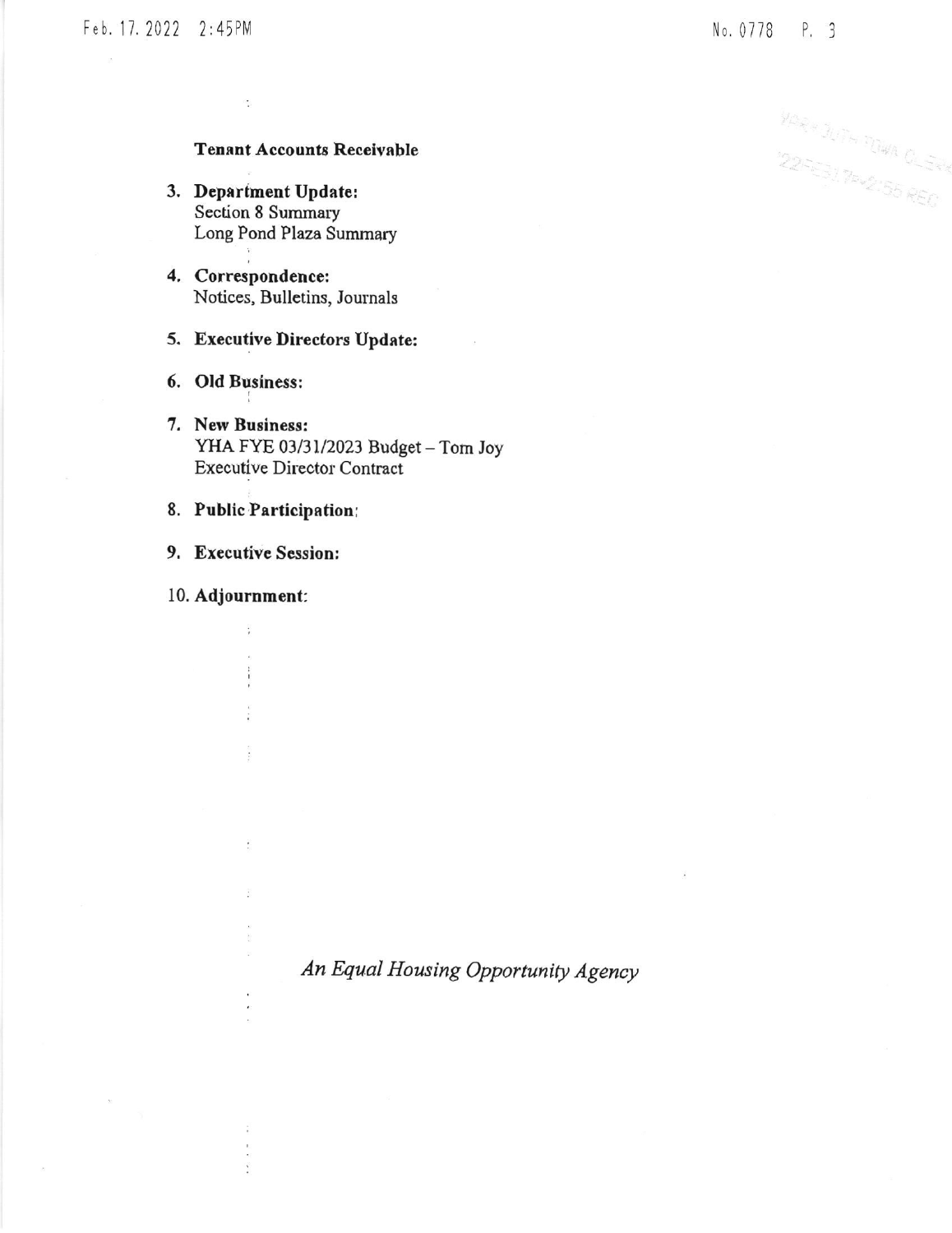**Tenant Accounts Receivable**

3. **Department Update:**
   Section 8 Summary
   Long Pond Plaza Summary

4. **Correspondence:**
   Notices, Bulletins, Journals

5. **Executive Directors Update:**

6. **Old Business:**

7. **New Business:**
   YHA FYE 03/31/2023 Budget – Tom Joy
   Executive Director Contract

8. **Public Participation:**

9. **Executive Session:**

10. **Adjournment:**

*An Equal Housing Opportunity Agency*